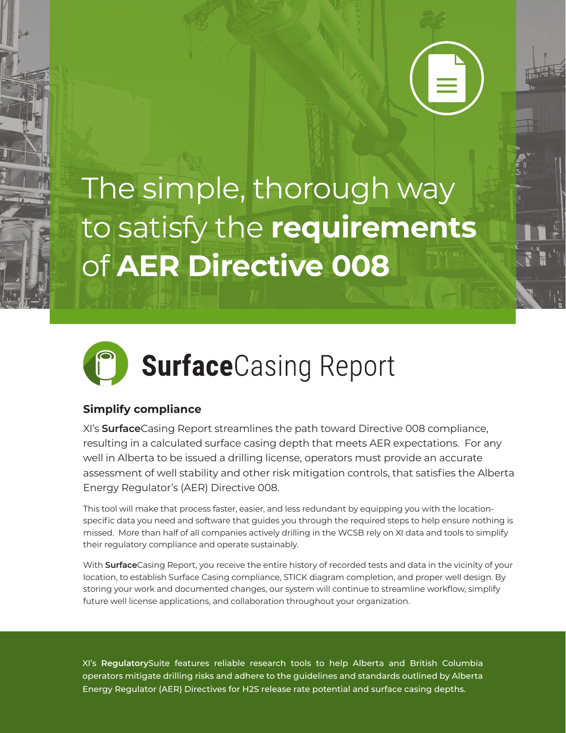# The simple, thorough way to satisfy the **requirements** of **AER Directive 008**

## **Surface**Casing Report

### Simplify compliance

XI's **Surface**Casing Report streamlines the path toward Directive 008 compliance, resulting in a calculated surface casing depth that meets AER expectations. For any well in Alberta to be issued a drilling license, operators must provide an accurate assessment of well stability and other risk mitigation controls, that satisfies the Alberta Energy Regulator's (AER) Directive 008.

This tool will make that process faster, easier, and less redundant by equipping you with the location-specific data you need and software that guides you through the required steps to help ensure nothing is missed. More than half of all companies actively drilling in the WCSB rely on XI data and tools to simplify their regulatory compliance and operate sustainably.

With **Surface**Casing Report, you receive the entire history of recorded tests and data in the vicinity of your location, to establish Surface Casing compliance, STICK diagram completion, and proper well design. By storing your work and documented changes, our system will continue to streamline workflow, simplify future well license applications, and collaboration throughout your organization.

XI's **Regulatory**Suite features reliable research tools to help Alberta and British Columbia operators mitigate drilling risks and adhere to the guidelines and standards outlined by Alberta Energy Regulator (AER) Directives for H2S release rate potential and surface casing depths.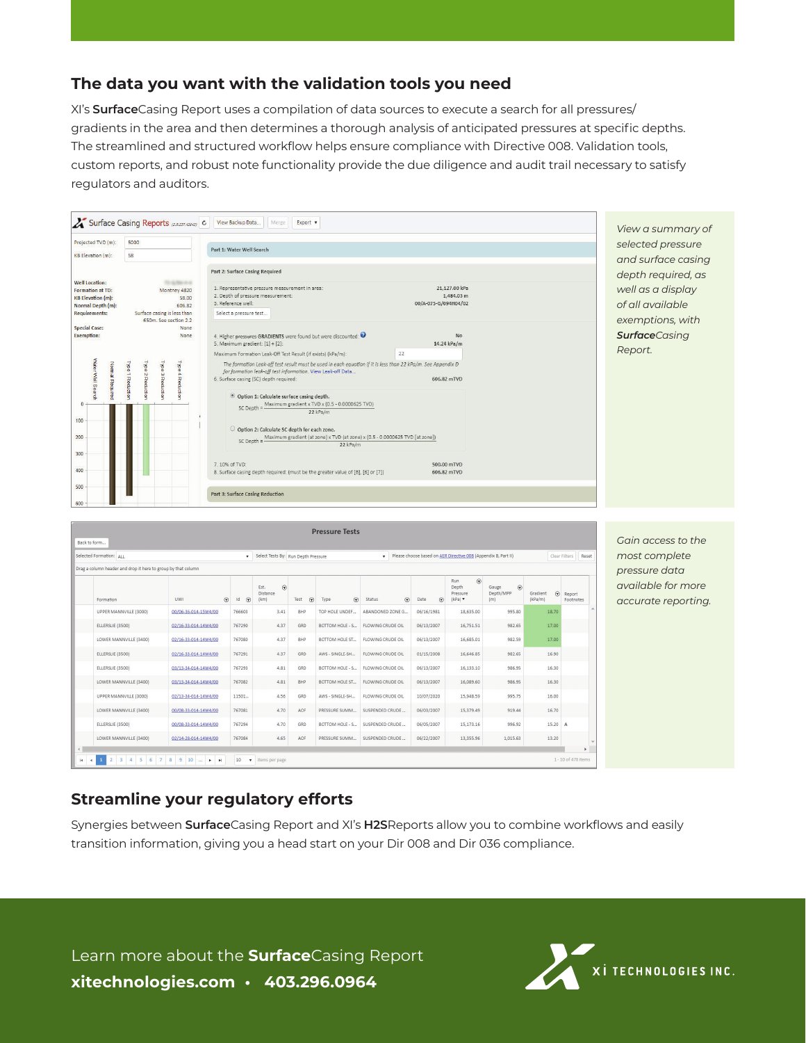## The data you want with the validation tools you need

XI's **Surface**Casing Report uses a compilation of data sources to execute a search for all pressures/gradients in the area and then determines a thorough analysis of anticipated pressures at specific depths. The streamlined and structured workflow helps ensure compliance with Directive 008. Validation tools, custom reports, and robust note functionality provide the due diligence and audit trail necessary to satisfy regulators and auditors.

*View a summary of selected pressure and surface casing depth required, as well as a display of all available exemptions, with* ***Surface****Casing Report.*

*Gain access to the most complete pressure data available for more accurate reporting.*

## Streamline your regulatory efforts

Synergies between **Surface**Casing Report and XI's **H2S**Reports allow you to combine workflows and easily transition information, giving you a head start on your Dir 008 and Dir 036 compliance.

Learn more about the **Surface**Casing Report

**xitechnologies.com • 403.296.0964**

XI TECHNOLOGIES INC.